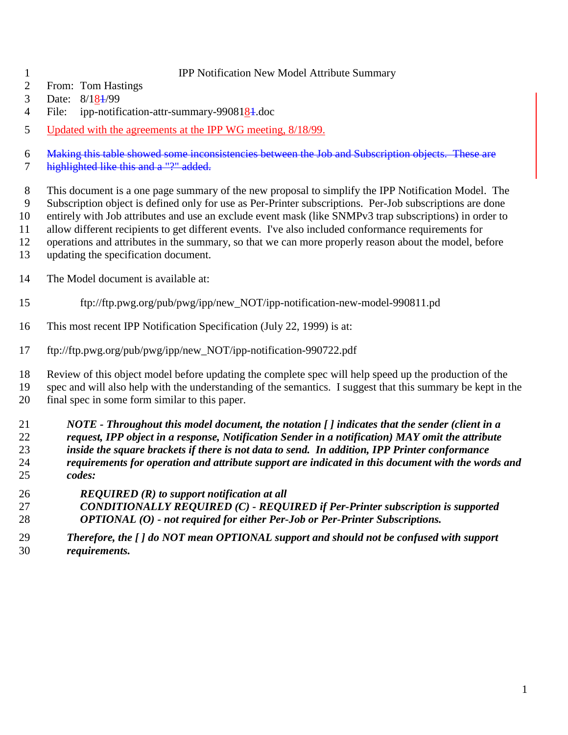# IPP Notification New Model Attribute Summary

From: Tom Hastings

Date: 8/18/99

File: ipp-notification-attr-summary-990818.doc

Updated with the agreements at the IPP WG meeting, 8/18/99.

~~Making this table showed some inconsistencies between the Job and Subscription objects. These are highlighted like this and a "?" added.~~

This document is a one page summary of the new proposal to simplify the IPP Notification Model. The Subscription object is defined only for use as Per-Printer subscriptions. Per-Job subscriptions are done entirely with Job attributes and use an exclude event mask (like SNMPv3 trap subscriptions) in order to allow different recipients to get different events. I've also included conformance requirements for operations and attributes in the summary, so that we can more properly reason about the model, before updating the specification document.

The Model document is available at:

ftp://ftp.pwg.org/pub/pwg/ipp/new_NOT/ipp-notification-new-model-990811.pd

This most recent IPP Notification Specification (July 22, 1999) is at:

ftp://ftp.pwg.org/pub/pwg/ipp/new_NOT/ipp-notification-990722.pdf

Review of this object model before updating the complete spec will help speed up the production of the spec and will also help with the understanding of the semantics. I suggest that this summary be kept in the final spec in some form similar to this paper.

> ***NOTE - Throughout this model document, the notation [ ] indicates that the sender (client in a request, IPP object in a response, Notification Sender in a notification) MAY omit the attribute inside the square brackets if there is not data to send. In addition, IPP Printer conformance requirements for operation and attribute support are indicated in this document with the words and codes:***
>
> ***REQUIRED (R) to support notification at all***
> ***CONDITIONALLY REQUIRED (C) - REQUIRED if Per-Printer subscription is supported***
> ***OPTIONAL (O) - not required for either Per-Job or Per-Printer Subscriptions.***
>
> ***Therefore, the [ ] do NOT mean OPTIONAL support and should not be confused with support requirements.***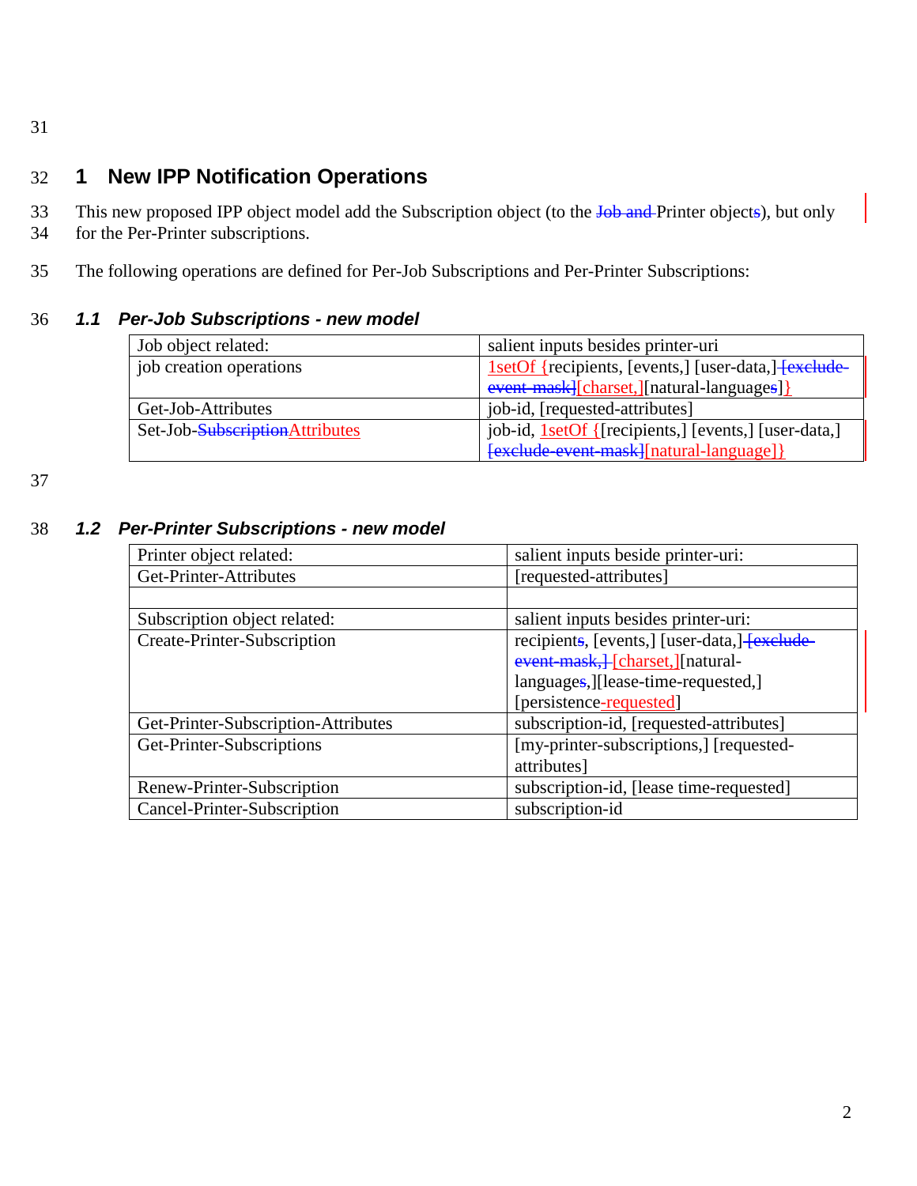# 1 New IPP Notification Operations

This new proposed IPP object model add the Subscription object (to the ~~Job and~~ Printer object~~s~~), but only for the Per-Printer subscriptions.

The following operations are defined for Per-Job Subscriptions and Per-Printer Subscriptions:

## *1.1 Per-Job Subscriptions - new model*

| Job object related: | salient inputs besides printer-uri |
|---|---|
| job creation operations | 1setOf {recipients, [events,] [user-data,] ~~[exclude-event-mask]~~[charset,][natural-language~~s~~]} |
| Get-Job-Attributes | job-id, [requested-attributes] |
| Set-Job-~~Subscription~~Attributes | job-id, 1setOf {[recipients,] [events,] [user-data,] ~~[exclude-event-mask]~~[natural-language]} |

## *1.2 Per-Printer Subscriptions - new model*

| Printer object related: | salient inputs beside printer-uri: |
|---|---|
| Get-Printer-Attributes | [requested-attributes] |
| | |
| Subscription object related: | salient inputs besides printer-uri: |
| Create-Printer-Subscription | recipient~~s~~, [events,] [user-data,] ~~[exclude-event-mask,]~~ [charset,][natural-language~~s~~,][lease-time-requested,] [persistence-requested] |
| Get-Printer-Subscription-Attributes | subscription-id, [requested-attributes] |
| Get-Printer-Subscriptions | [my-printer-subscriptions,] [requested-attributes] |
| Renew-Printer-Subscription | subscription-id, [lease time-requested] |
| Cancel-Printer-Subscription | subscription-id |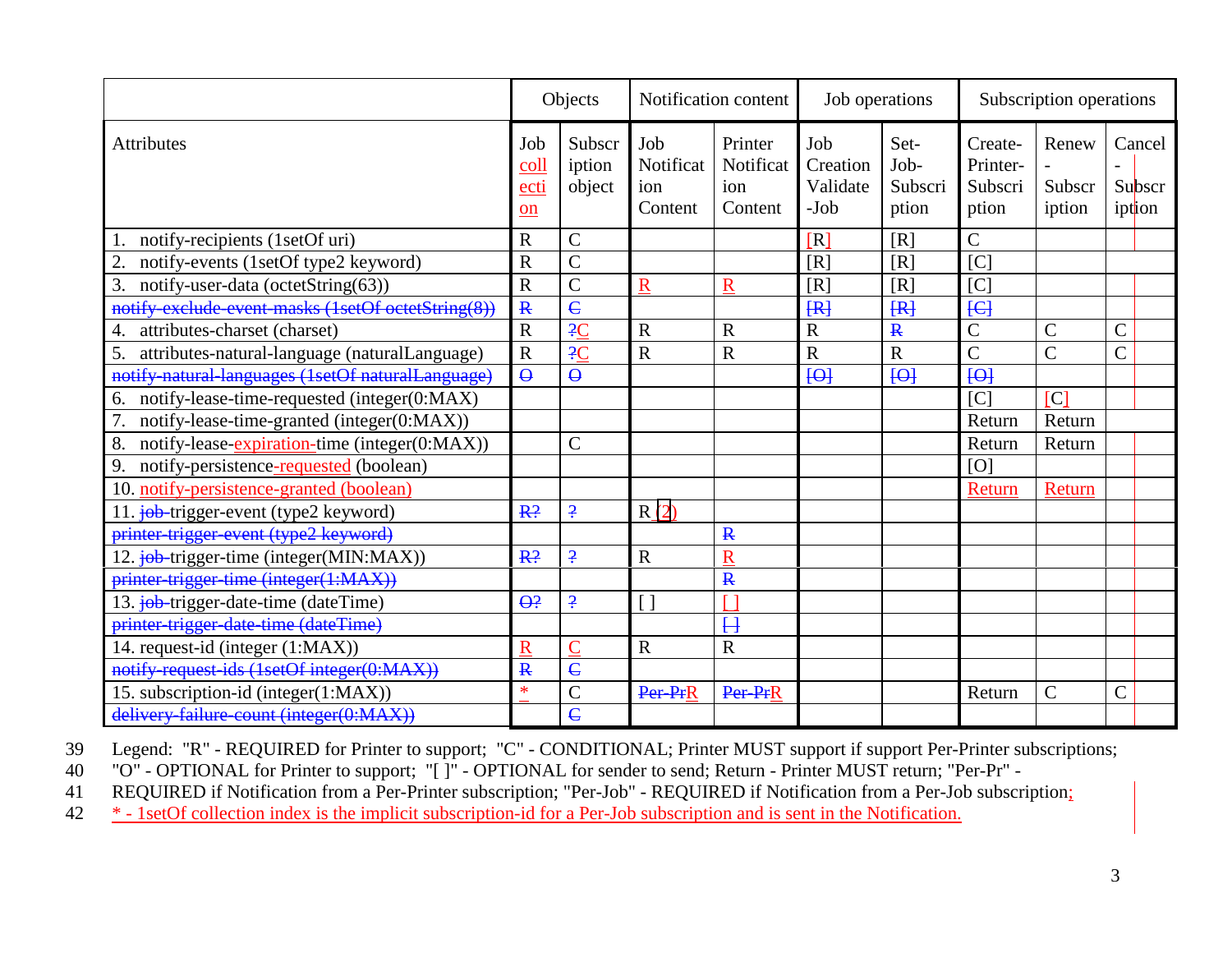| | Objects | | Notification content | | Job operations | | Subscription operations | | |
|---|---|---|---|---|---|---|---|---|---|
| Attributes | Job collection | Subscription object | Job Notification Content | Printer Notification Content | Job Creation Validate-Job | Set-Job-Subscription | Create-Printer-Subscription | Renew-Subscription | Cancel-Subscription |
| 1. notify-recipients (1setOf uri) | R | C | | | [R] | [R] | C | | |
| 2. notify-events (1setOf type2 keyword) | R | C | | | [R] | [R] | [C] | | |
| 3. notify-user-data (octetString(63)) | R | C | R | R | [R] | [R] | [C] | | |
| ~~notify-exclude-event-masks (1setOf octetString(8))~~ | ~~R~~ | ~~C~~ | | | ~~[R]~~ | ~~[R]~~ | ~~[C]~~ | | |
| 4. attributes-charset (charset) | R | ~~?~~C | R | R | R | ~~R~~ | C | C | C |
| 5. attributes-natural-language (naturalLanguage) | R | ~~?~~C | R | R | R | R | C | C | C |
| ~~notify-natural-languages (1setOf naturalLanguage)~~ | ~~O~~ | ~~O~~ | | | ~~[O]~~ | ~~[O]~~ | ~~[O]~~ | | |
| 6. notify-lease-time-requested (integer(0:MAX) | | | | | | | [C] | [C] | |
| 7. notify-lease-time-granted (integer(0:MAX)) | | | | | | | Return | Return | |
| 8. notify-lease-expiration-time (integer(0:MAX)) | | C | | | | | Return | Return | |
| 9. notify-persistence-requested (boolean) | | | | | | | [O] | | |
| 10. notify-persistence-granted (boolean) | | | | | | | Return | Return | |
| 11. ~~job-~~trigger-event (type2 keyword) | ~~R?~~ | ~~?~~ | R (2) | | | | | | |
| ~~printer-trigger-event (type2 keyword)~~ | | | | ~~R~~ | | | | | |
| 12. ~~job-~~trigger-time (integer(MIN:MAX)) | ~~R?~~ | ~~?~~ | R | R | | | | | |
| ~~printer-trigger-time (integer(1:MAX))~~ | | | | ~~R~~ | | | | | |
| 13. ~~job-~~trigger-date-time (dateTime) | ~~O?~~ | ~~?~~ | [ ] | [ ] | | | | | |
| ~~printer-trigger-date-time (dateTime)~~ | | | | ~~[ ]~~ | | | | | |
| 14. request-id (integer (1:MAX)) | R | C | R | R | | | | | |
| ~~notify-request-ids (1setOf integer(0:MAX))~~ | ~~R~~ | ~~C~~ | | | | | | | |
| 15. subscription-id (integer(1:MAX)) | * | C | ~~Per-Pr~~R | ~~Per-Pr~~R | | | Return | C | C |
| ~~delivery-failure-count (integer(0:MAX))~~ | | ~~C~~ | | | | | | | |

Legend: "R" - REQUIRED for Printer to support; "C" - CONDITIONAL; Printer MUST support if support Per-Printer subscriptions; "O" - OPTIONAL for Printer to support; "[ ]" - OPTIONAL for sender to send; Return - Printer MUST return; "Per-Pr" - REQUIRED if Notification from a Per-Printer subscription; "Per-Job" - REQUIRED if Notification from a Per-Job subscription;

\* - 1setOf collection index is the implicit subscription-id for a Per-Job subscription and is sent in the Notification.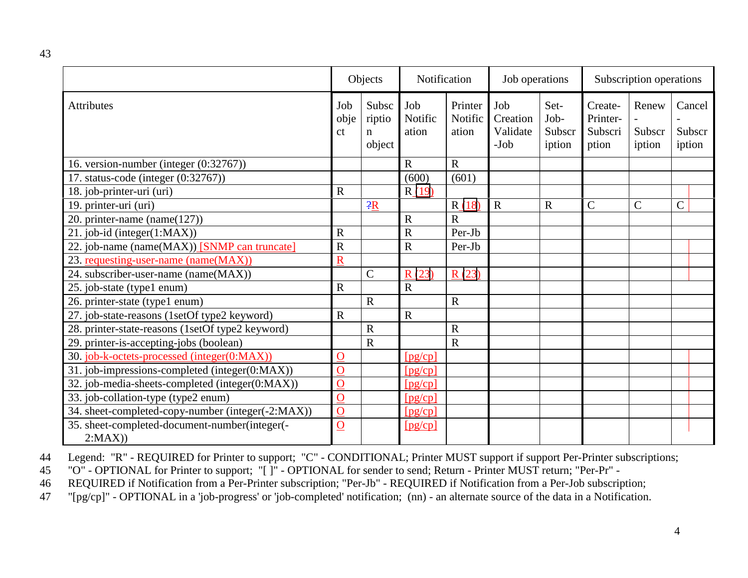| | Objects | | Notification | | Job operations | | Subscription operations | | |
|---|---|---|---|---|---|---|---|---|---|
| Attributes | Job object | Subscription object | Job Notification | Printer Notification | Job Creation Validate -Job | Set-Job-Subscription | Create-Printer-Subscription | Renew - Subscription | Cancel - Subscription |
| 16. version-number (integer (0:32767)) | | | R | R | | | | | |
| 17. status-code (integer (0:32767)) | | | (600) | (601) | | | | | |
| 18. job-printer-uri (uri) | R | | R (19) | | | | | | |
| 19. printer-uri (uri) | | ?R | | R (18) | R | R | C | C | C |
| 20. printer-name (name(127)) | | | R | R | | | | | |
| 21. job-id (integer(1:MAX)) | R | | R | Per-Jb | | | | | |
| 22. job-name (name(MAX)) [SNMP can truncate] | R | | R | Per-Jb | | | | | |
| 23. requesting-user-name (name(MAX)) | R | | | | | | | | |
| 24. subscriber-user-name (name(MAX)) | | C | R (23) | R (23) | | | | | |
| 25. job-state (type1 enum) | R | | R | | | | | | |
| 26. printer-state (type1 enum) | | R | | R | | | | | |
| 27. job-state-reasons (1setOf type2 keyword) | R | | R | | | | | | |
| 28. printer-state-reasons (1setOf type2 keyword) | | R | | R | | | | | |
| 29. printer-is-accepting-jobs (boolean) | | R | | R | | | | | |
| 30. job-k-octets-processed (integer(0:MAX)) | O | | [pg/cp] | | | | | | |
| 31. job-impressions-completed (integer(0:MAX)) | O | | [pg/cp] | | | | | | |
| 32. job-media-sheets-completed (integer(0:MAX)) | O | | [pg/cp] | | | | | | |
| 33. job-collation-type (type2 enum) | O | | [pg/cp] | | | | | | |
| 34. sheet-completed-copy-number (integer(-2:MAX)) | O | | [pg/cp] | | | | | | |
| 35. sheet-completed-document-number(integer(-2:MAX)) | O | | [pg/cp] | | | | | | |

Legend: "R" - REQUIRED for Printer to support; "C" - CONDITIONAL; Printer MUST support if support Per-Printer subscriptions; "O" - OPTIONAL for Printer to support; "[ ]" - OPTIONAL for sender to send; Return - Printer MUST return; "Per-Pr" - REQUIRED if Notification from a Per-Printer subscription; "Per-Jb" - REQUIRED if Notification from a Per-Job subscription; "[pg/cp]" - OPTIONAL in a 'job-progress' or 'job-completed' notification; (nn) - an alternate source of the data in a Notification.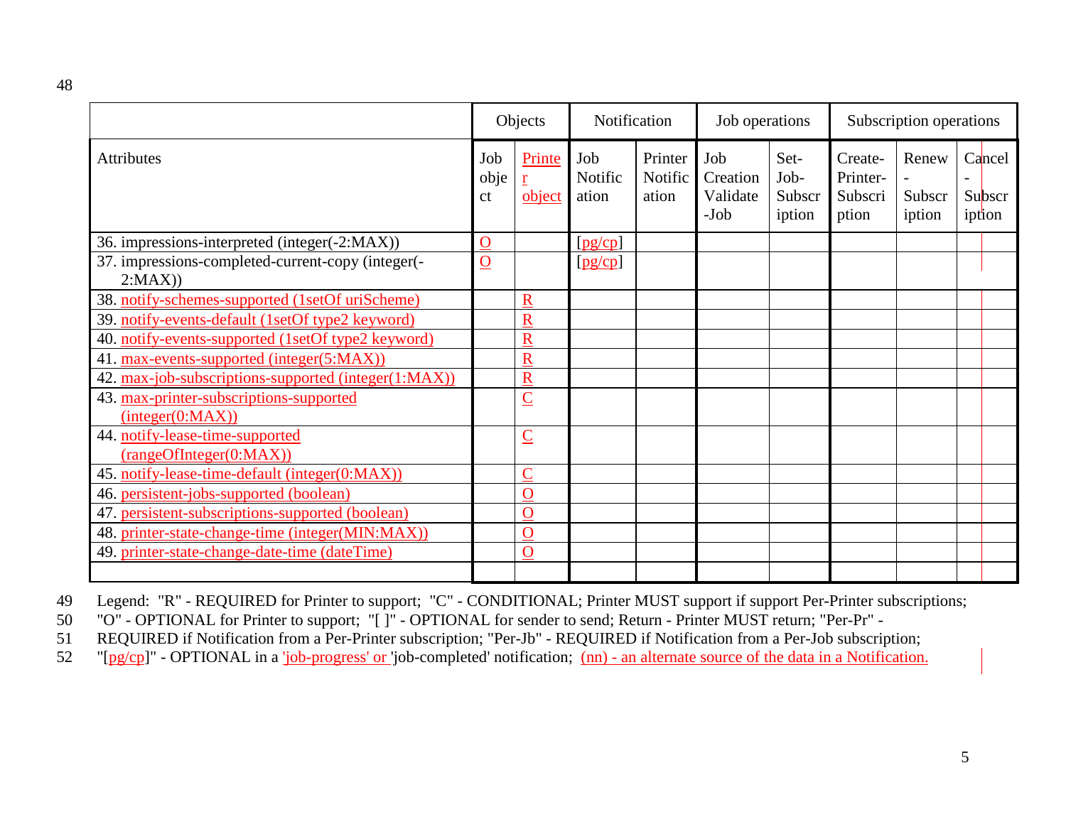| | Objects | | Notification | | Job operations | | Subscription operations | | |
|---|---|---|---|---|---|---|---|---|---|
| Attributes | Job object | Printer object | Job Notification | Printer Notification | Job Creation Validate-Job | Set-Job-Subscription | Create-Printer-Subscription | Renew-Subscription | Cancel-Subscription |
| 36. impressions-interpreted (integer(-2:MAX)) | O | | [pg/cp] | | | | | | |
| 37. impressions-completed-current-copy (integer(-2:MAX)) | O | | [pg/cp] | | | | | | |
| 38. notify-schemes-supported (1setOf uriScheme) | | R | | | | | | | |
| 39. notify-events-default (1setOf type2 keyword) | | R | | | | | | | |
| 40. notify-events-supported (1setOf type2 keyword) | | R | | | | | | | |
| 41. max-events-supported (integer(5:MAX)) | | R | | | | | | | |
| 42. max-job-subscriptions-supported (integer(1:MAX)) | | R | | | | | | | |
| 43. max-printer-subscriptions-supported (integer(0:MAX)) | | C | | | | | | | |
| 44. notify-lease-time-supported (rangeOfInteger(0:MAX)) | | C | | | | | | | |
| 45. notify-lease-time-default (integer(0:MAX)) | | C | | | | | | | |
| 46. persistent-jobs-supported (boolean) | | O | | | | | | | |
| 47. persistent-subscriptions-supported (boolean) | | O | | | | | | | |
| 48. printer-state-change-time (integer(MIN:MAX)) | | O | | | | | | | |
| 49. printer-state-change-date-time (dateTime) | | O | | | | | | | |
| | | | | | | | | | |

Legend: "R" - REQUIRED for Printer to support; "C" - CONDITIONAL; Printer MUST support if support Per-Printer subscriptions; "O" - OPTIONAL for Printer to support; "[ ]" - OPTIONAL for sender to send; Return - Printer MUST return; "Per-Pr" - REQUIRED if Notification from a Per-Printer subscription; "Per-Jb" - REQUIRED if Notification from a Per-Job subscription; "[pg/cp]" - OPTIONAL in a 'job-progress' or 'job-completed' notification; (nn) - an alternate source of the data in a Notification.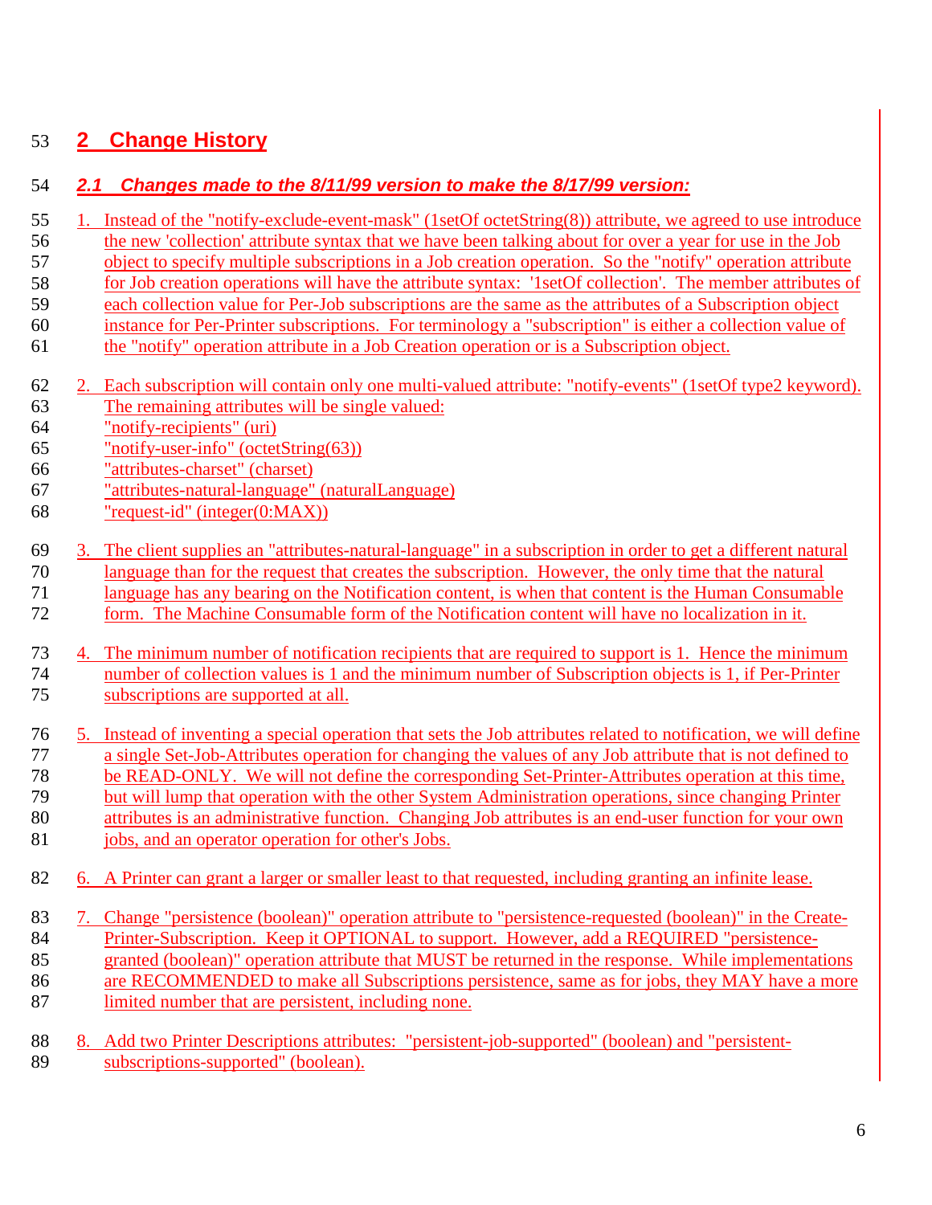# 2 Change History

## *2.1 Changes made to the 8/11/99 version to make the 8/17/99 version:*

1. Instead of the "notify-exclude-event-mask" (1setOf octetString(8)) attribute, we agreed to use introduce the new 'collection' attribute syntax that we have been talking about for over a year for use in the Job object to specify multiple subscriptions in a Job creation operation. So the "notify" operation attribute for Job creation operations will have the attribute syntax: '1setOf collection'. The member attributes of each collection value for Per-Job subscriptions are the same as the attributes of a Subscription object instance for Per-Printer subscriptions. For terminology a "subscription" is either a collection value of the "notify" operation attribute in a Job Creation operation or is a Subscription object.

2. Each subscription will contain only one multi-valued attribute: "notify-events" (1setOf type2 keyword). The remaining attributes will be single valued:
   "notify-recipients" (uri)
   "notify-user-info" (octetString(63))
   "attributes-charset" (charset)
   "attributes-natural-language" (naturalLanguage)
   "request-id" (integer(0:MAX))

3. The client supplies an "attributes-natural-language" in a subscription in order to get a different natural language than for the request that creates the subscription. However, the only time that the natural language has any bearing on the Notification content, is when that content is the Human Consumable form. The Machine Consumable form of the Notification content will have no localization in it.

4. The minimum number of notification recipients that are required to support is 1. Hence the minimum number of collection values is 1 and the minimum number of Subscription objects is 1, if Per-Printer subscriptions are supported at all.

5. Instead of inventing a special operation that sets the Job attributes related to notification, we will define a single Set-Job-Attributes operation for changing the values of any Job attribute that is not defined to be READ-ONLY. We will not define the corresponding Set-Printer-Attributes operation at this time, but will lump that operation with the other System Administration operations, since changing Printer attributes is an administrative function. Changing Job attributes is an end-user function for your own jobs, and an operator operation for other's Jobs.

6. A Printer can grant a larger or smaller least to that requested, including granting an infinite lease.

7. Change "persistence (boolean)" operation attribute to "persistence-requested (boolean)" in the Create-Printer-Subscription. Keep it OPTIONAL to support. However, add a REQUIRED "persistence-granted (boolean)" operation attribute that MUST be returned in the response. While implementations are RECOMMENDED to make all Subscriptions persistence, same as for jobs, they MAY have a more limited number that are persistent, including none.

8. Add two Printer Descriptions attributes: "persistent-job-supported" (boolean) and "persistent-subscriptions-supported" (boolean).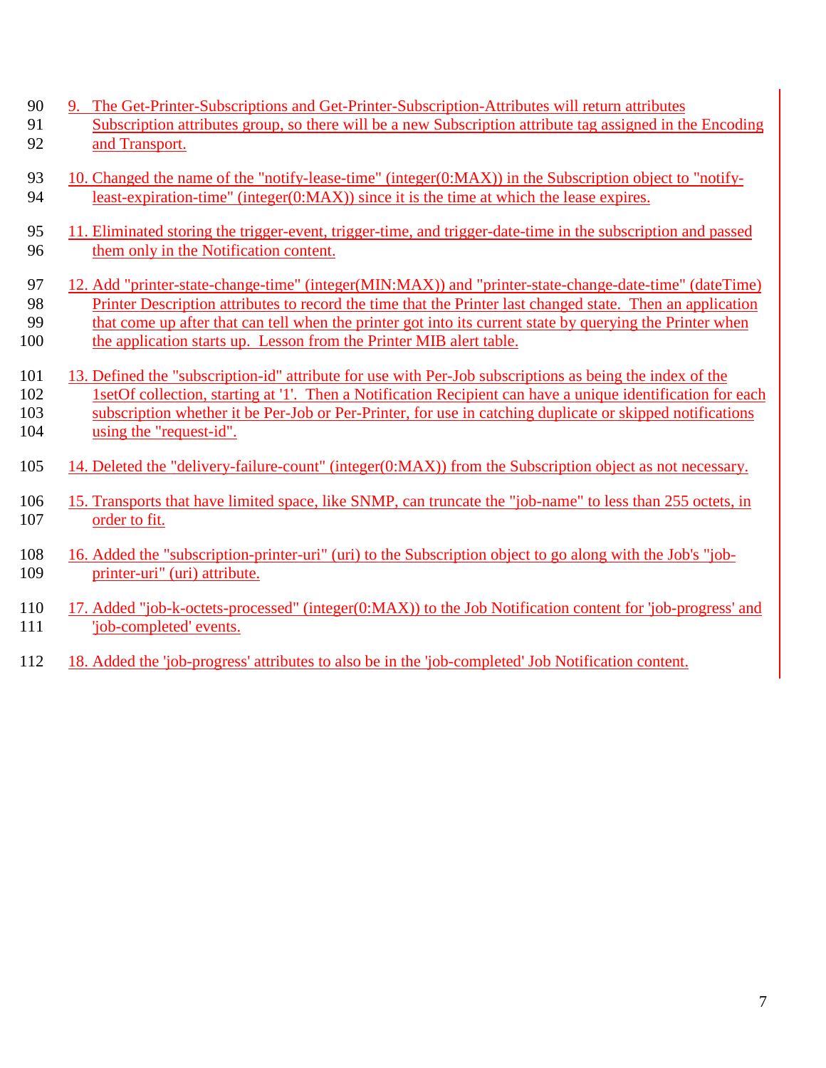9. The Get-Printer-Subscriptions and Get-Printer-Subscription-Attributes will return attributes Subscription attributes group, so there will be a new Subscription attribute tag assigned in the Encoding and Transport.

10. Changed the name of the "notify-lease-time" (integer(0:MAX)) in the Subscription object to "notify-least-expiration-time" (integer(0:MAX)) since it is the time at which the lease expires.

11. Eliminated storing the trigger-event, trigger-time, and trigger-date-time in the subscription and passed them only in the Notification content.

12. Add "printer-state-change-time" (integer(MIN:MAX)) and "printer-state-change-date-time" (dateTime) Printer Description attributes to record the time that the Printer last changed state. Then an application that come up after that can tell when the printer got into its current state by querying the Printer when the application starts up. Lesson from the Printer MIB alert table.

13. Defined the "subscription-id" attribute for use with Per-Job subscriptions as being the index of the 1setOf collection, starting at '1'. Then a Notification Recipient can have a unique identification for each subscription whether it be Per-Job or Per-Printer, for use in catching duplicate or skipped notifications using the "request-id".

14. Deleted the "delivery-failure-count" (integer(0:MAX)) from the Subscription object as not necessary.

15. Transports that have limited space, like SNMP, can truncate the "job-name" to less than 255 octets, in order to fit.

16. Added the "subscription-printer-uri" (uri) to the Subscription object to go along with the Job's "job-printer-uri" (uri) attribute.

17. Added "job-k-octets-processed" (integer(0:MAX)) to the Job Notification content for 'job-progress' and 'job-completed' events.

18. Added the 'job-progress' attributes to also be in the 'job-completed' Job Notification content.